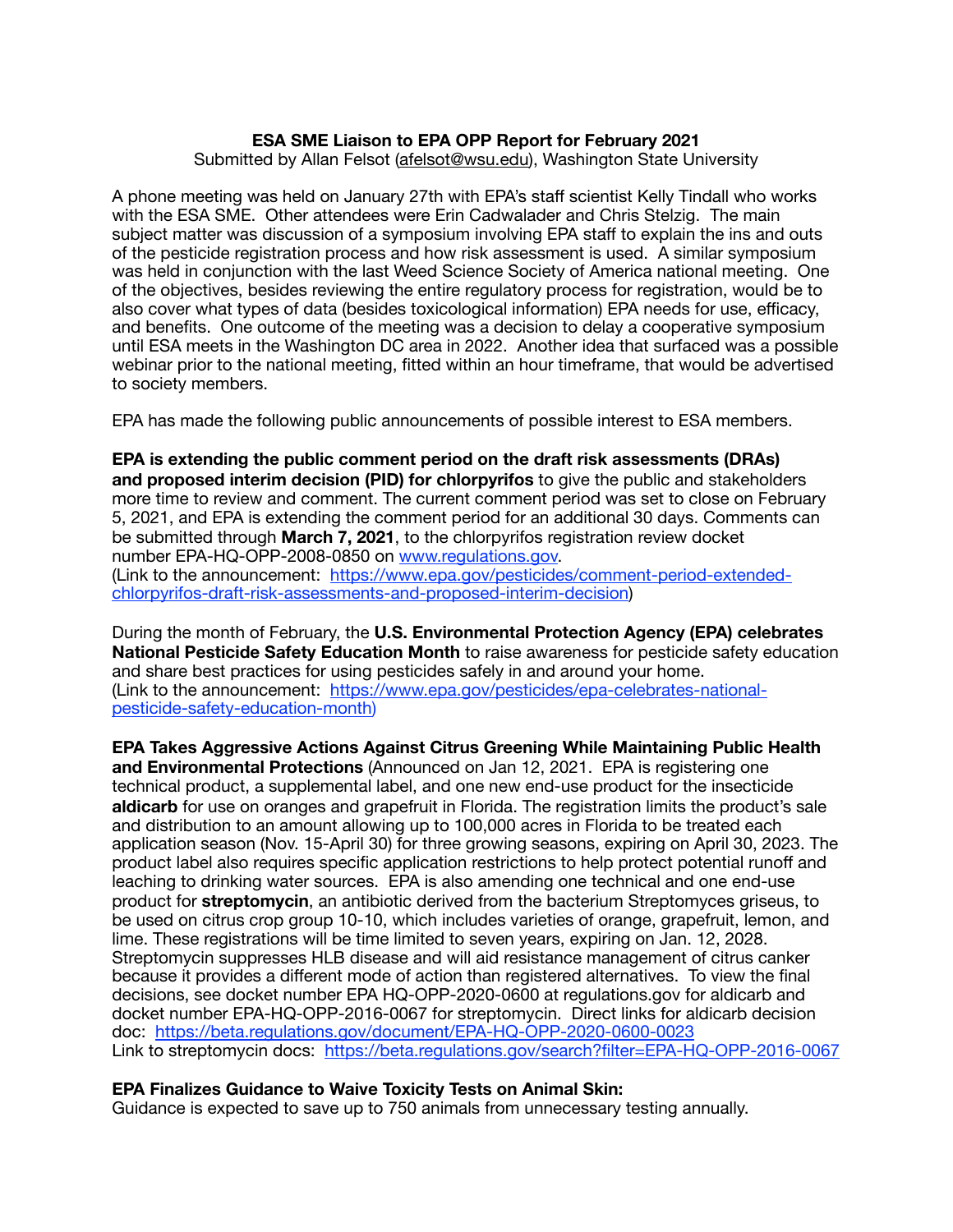**ESA SME Liaison to EPA OPP Report for February 2021**

Submitted by Allan Felsot (afelsot@wsu.edu), Washington State University

A phone meeting was held on January 27th with EPA's staff scientist Kelly Tindall who works with the ESA SME. Other attendees were Erin Cadwalader and Chris Stelzig. The main subject matter was discussion of a symposium involving EPA staff to explain the ins and outs of the pesticide registration process and how risk assessment is used. A similar symposium was held in conjunction with the last Weed Science Society of America national meeting. One of the objectives, besides reviewing the entire regulatory process for registration, would be to also cover what types of data (besides toxicological information) EPA needs for use, efficacy, and benefits. One outcome of the meeting was a decision to delay a cooperative symposium until ESA meets in the Washington DC area in 2022. Another idea that surfaced was a possible webinar prior to the national meeting, fitted within an hour timeframe, that would be advertised to society members.

EPA has made the following public announcements of possible interest to ESA members.

**EPA is extending the public comment period on the draft risk assessments (DRAs) and proposed interim decision (PID) for chlorpyrifos** to give the public and stakeholders more time to review and comment. The current comment period was set to close on February 5, 2021, and EPA is extending the comment period for an additional 30 days. Comments can be submitted through **March 7, 2021**, to the chlorpyrifos registration review docket number EPA-HQ-OPP-2008-0850 on www.regulations.gov.
(Link to the announcement: https://www.epa.gov/pesticides/comment-period-extended-chlorpyrifos-draft-risk-assessments-and-proposed-interim-decision)

During the month of February, the **U.S. Environmental Protection Agency (EPA) celebrates National Pesticide Safety Education Month** to raise awareness for pesticide safety education and share best practices for using pesticides safely in and around your home.
(Link to the announcement: https://www.epa.gov/pesticides/epa-celebrates-national-pesticide-safety-education-month)

**EPA Takes Aggressive Actions Against Citrus Greening While Maintaining Public Health and Environmental Protections** (Announced on Jan 12, 2021. EPA is registering one technical product, a supplemental label, and one new end-use product for the insecticide **aldicarb** for use on oranges and grapefruit in Florida. The registration limits the product's sale and distribution to an amount allowing up to 100,000 acres in Florida to be treated each application season (Nov. 15-April 30) for three growing seasons, expiring on April 30, 2023. The product label also requires specific application restrictions to help protect potential runoff and leaching to drinking water sources. EPA is also amending one technical and one end-use product for **streptomycin**, an antibiotic derived from the bacterium Streptomyces griseus, to be used on citrus crop group 10-10, which includes varieties of orange, grapefruit, lemon, and lime. These registrations will be time limited to seven years, expiring on Jan. 12, 2028. Streptomycin suppresses HLB disease and will aid resistance management of citrus canker because it provides a different mode of action than registered alternatives. To view the final decisions, see docket number EPA HQ-OPP-2020-0600 at regulations.gov for aldicarb and docket number EPA-HQ-OPP-2016-0067 for streptomycin. Direct links for aldicarb decision doc: https://beta.regulations.gov/document/EPA-HQ-OPP-2020-0600-0023
Link to streptomycin docs: https://beta.regulations.gov/search?filter=EPA-HQ-OPP-2016-0067

**EPA Finalizes Guidance to Waive Toxicity Tests on Animal Skin:**
Guidance is expected to save up to 750 animals from unnecessary testing annually.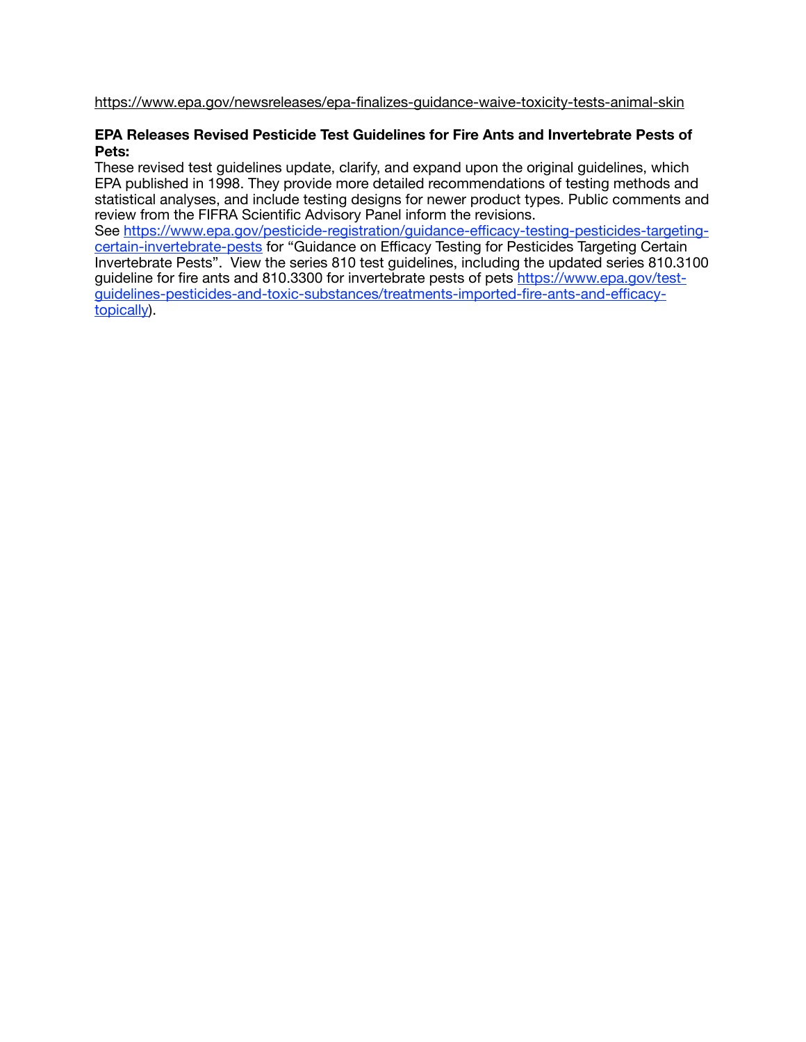https://www.epa.gov/newsreleases/epa-finalizes-guidance-waive-toxicity-tests-animal-skin

**EPA Releases Revised Pesticide Test Guidelines for Fire Ants and Invertebrate Pests of Pets:**

These revised test guidelines update, clarify, and expand upon the original guidelines, which EPA published in 1998. They provide more detailed recommendations of testing methods and statistical analyses, and include testing designs for newer product types. Public comments and review from the FIFRA Scientific Advisory Panel inform the revisions.

See https://www.epa.gov/pesticide-registration/guidance-efficacy-testing-pesticides-targeting-certain-invertebrate-pests for "Guidance on Efficacy Testing for Pesticides Targeting Certain Invertebrate Pests". View the series 810 test guidelines, including the updated series 810.3100 guideline for fire ants and 810.3300 for invertebrate pests of pets https://www.epa.gov/test-guidelines-pesticides-and-toxic-substances/treatments-imported-fire-ants-and-efficacy-topically).